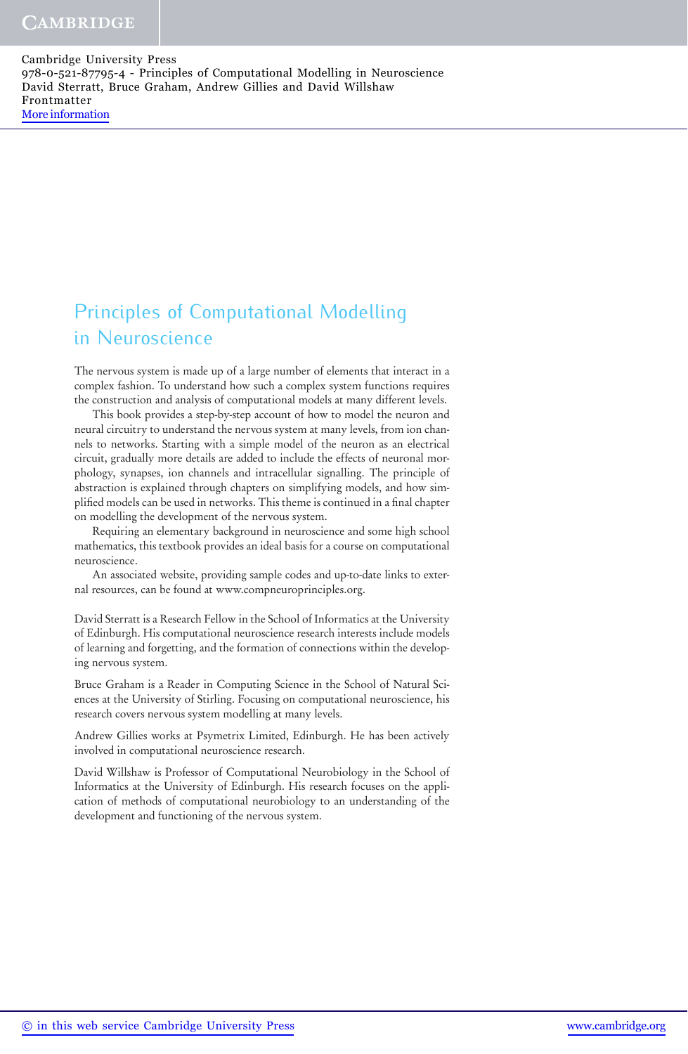Cambridge University Press
978-0-521-87795-4 - Principles of Computational Modelling in Neuroscience
David Sterratt, Bruce Graham, Andrew Gillies and David Willshaw
Frontmatter
More information

# Principles of Computational Modelling in Neuroscience

The nervous system is made up of a large number of elements that interact in a complex fashion. To understand how such a complex system functions requires the construction and analysis of computational models at many different levels.

This book provides a step-by-step account of how to model the neuron and neural circuitry to understand the nervous system at many levels, from ion channels to networks. Starting with a simple model of the neuron as an electrical circuit, gradually more details are added to include the effects of neuronal morphology, synapses, ion channels and intracellular signalling. The principle of abstraction is explained through chapters on simplifying models, and how simplified models can be used in networks. This theme is continued in a final chapter on modelling the development of the nervous system.

Requiring an elementary background in neuroscience and some high school mathematics, this textbook provides an ideal basis for a course on computational neuroscience.

An associated website, providing sample codes and up-to-date links to external resources, can be found at www.compneuroprinciples.org.

David Sterratt is a Research Fellow in the School of Informatics at the University of Edinburgh. His computational neuroscience research interests include models of learning and forgetting, and the formation of connections within the developing nervous system.

Bruce Graham is a Reader in Computing Science in the School of Natural Sciences at the University of Stirling. Focusing on computational neuroscience, his research covers nervous system modelling at many levels.

Andrew Gillies works at Psymetrix Limited, Edinburgh. He has been actively involved in computational neuroscience research.

David Willshaw is Professor of Computational Neurobiology in the School of Informatics at the University of Edinburgh. His research focuses on the application of methods of computational neurobiology to an understanding of the development and functioning of the nervous system.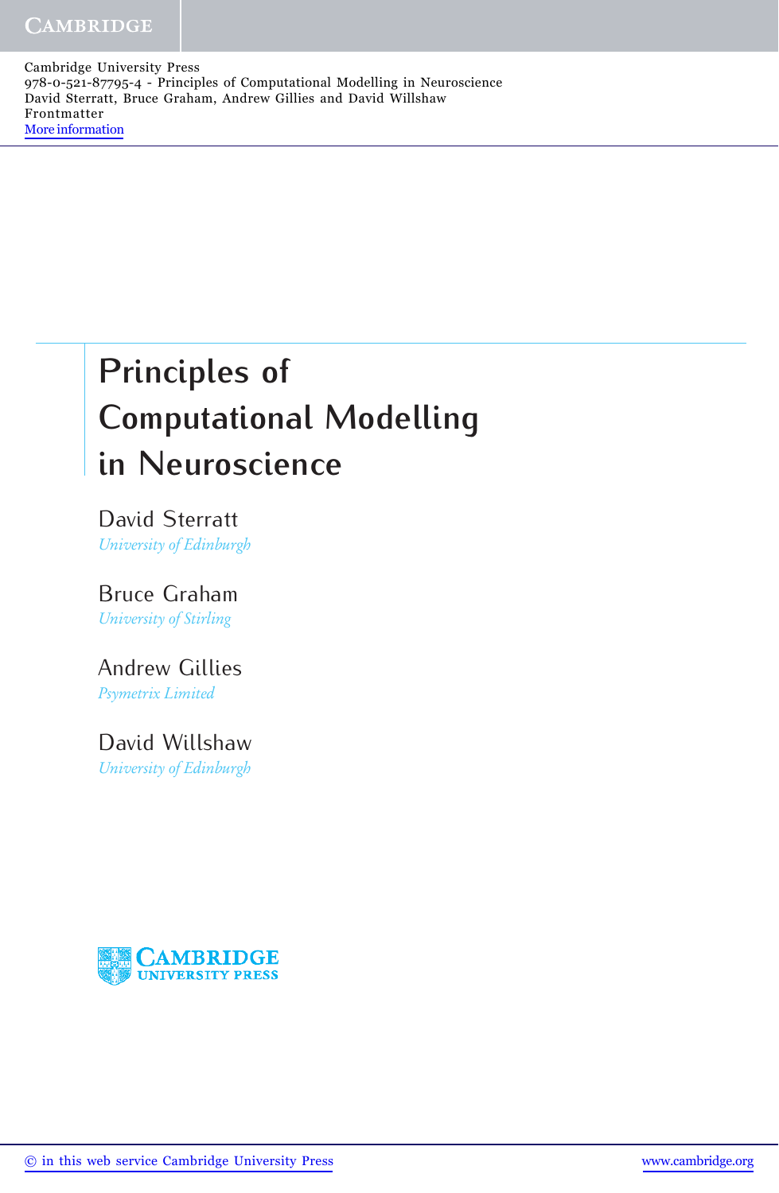# Principles of Computational Modelling in Neuroscience

David Sterratt
*University of Edinburgh*

Bruce Graham
*University of Stirling*

Andrew Gillies
*Psymetrix Limited*

David Willshaw
*University of Edinburgh*

CAMBRIDGE UNIVERSITY PRESS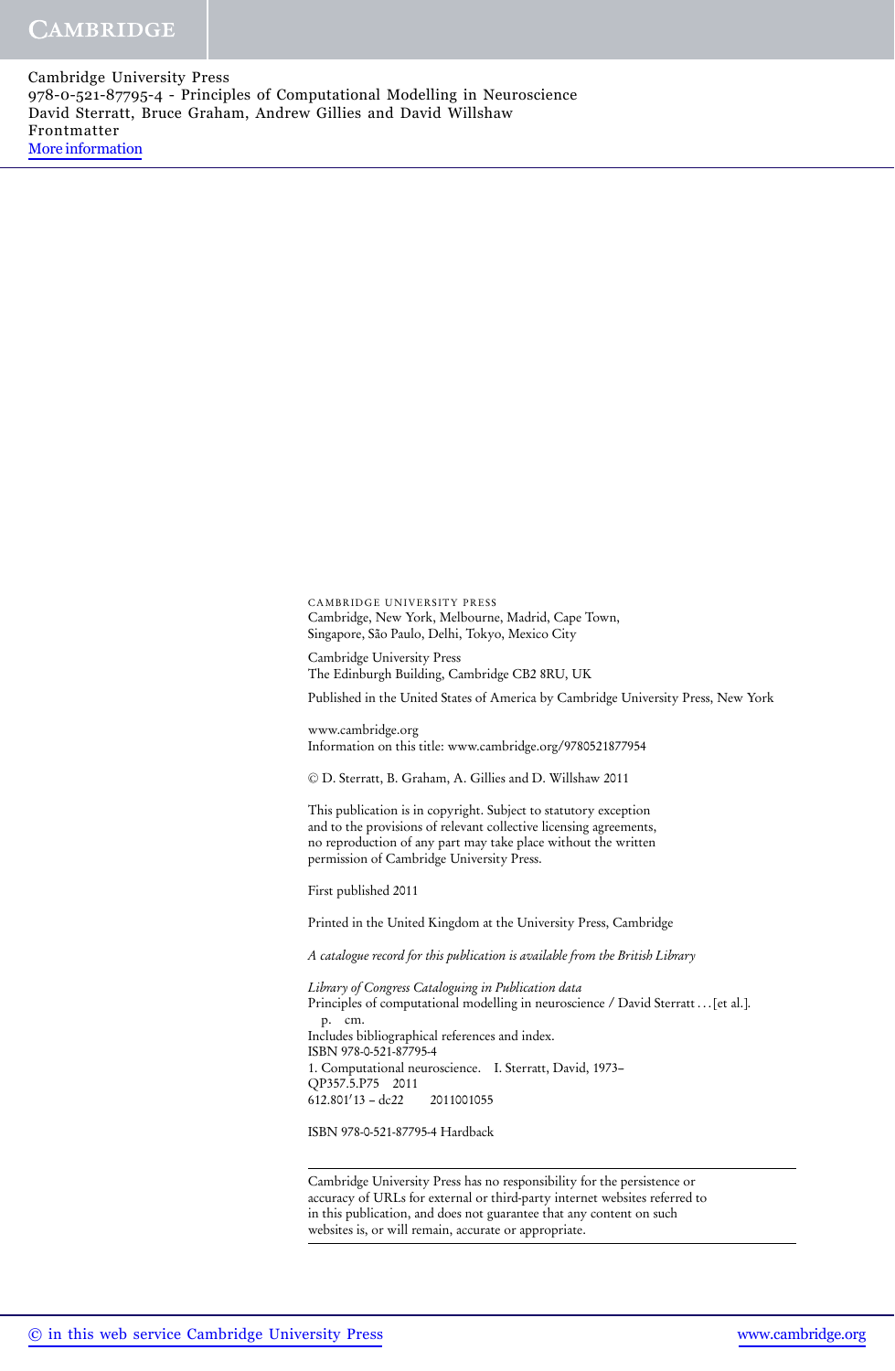CAMBRIDGE UNIVERSITY PRESS
Cambridge, New York, Melbourne, Madrid, Cape Town,
Singapore, São Paulo, Delhi, Tokyo, Mexico City

Cambridge University Press
The Edinburgh Building, Cambridge CB2 8RU, UK

Published in the United States of America by Cambridge University Press, New York

www.cambridge.org
Information on this title: www.cambridge.org/9780521877954

© D. Sterratt, B. Graham, A. Gillies and D. Willshaw 2011

This publication is in copyright. Subject to statutory exception
and to the provisions of relevant collective licensing agreements,
no reproduction of any part may take place without the written
permission of Cambridge University Press.

First published 2011

Printed in the United Kingdom at the University Press, Cambridge

*A catalogue record for this publication is available from the British Library*

*Library of Congress Cataloguing in Publication data*
Principles of computational modelling in neuroscience / David Sterratt . . . [et al.].
p. cm.
Includes bibliographical references and index.
ISBN 978-0-521-87795-4
1. Computational neuroscience. I. Sterratt, David, 1973–
QP357.5.P75 2011
612.8′013 – dc22 2011001055

ISBN 978-0-521-87795-4 Hardback

---

Cambridge University Press has no responsibility for the persistence or
accuracy of URLs for external or third-party internet websites referred to
in this publication, and does not guarantee that any content on such
websites is, or will remain, accurate or appropriate.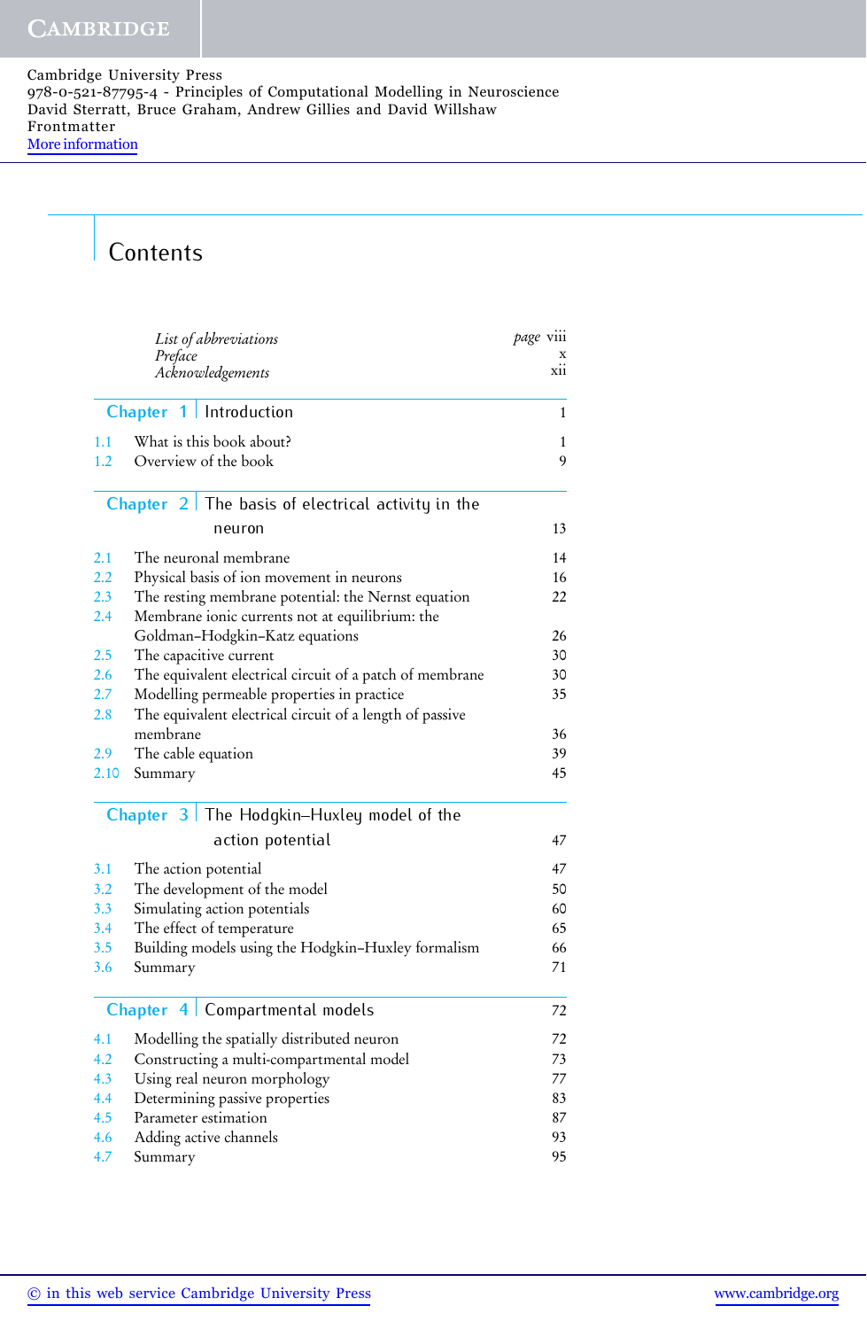Cambridge University Press
978-0-521-87795-4 - Principles of Computational Modelling in Neuroscience
David Sterratt, Bruce Graham, Andrew Gillies and David Willshaw
Frontmatter
More information

# Contents

| | | |
|---|---|---|
| *List of abbreviations* | | *page* viii |
| *Preface* | | x |
| *Acknowledgements* | | xii |

## Chapter 1 Introduction — 1

| | | |
|---|---|---|
| 1.1 | What is this book about? | 1 |
| 1.2 | Overview of the book | 9 |

## Chapter 2 The basis of electrical activity in the neuron — 13

| | | |
|---|---|---|
| 2.1 | The neuronal membrane | 14 |
| 2.2 | Physical basis of ion movement in neurons | 16 |
| 2.3 | The resting membrane potential: the Nernst equation | 22 |
| 2.4 | Membrane ionic currents not at equilibrium: the Goldman–Hodgkin–Katz equations | 26 |
| 2.5 | The capacitive current | 30 |
| 2.6 | The equivalent electrical circuit of a patch of membrane | 30 |
| 2.7 | Modelling permeable properties in practice | 35 |
| 2.8 | The equivalent electrical circuit of a length of passive membrane | 36 |
| 2.9 | The cable equation | 39 |
| 2.10 | Summary | 45 |

## Chapter 3 The Hodgkin–Huxley model of the action potential — 47

| | | |
|---|---|---|
| 3.1 | The action potential | 47 |
| 3.2 | The development of the model | 50 |
| 3.3 | Simulating action potentials | 60 |
| 3.4 | The effect of temperature | 65 |
| 3.5 | Building models using the Hodgkin–Huxley formalism | 66 |
| 3.6 | Summary | 71 |

## Chapter 4 Compartmental models — 72

| | | |
|---|---|---|
| 4.1 | Modelling the spatially distributed neuron | 72 |
| 4.2 | Constructing a multi-compartmental model | 73 |
| 4.3 | Using real neuron morphology | 77 |
| 4.4 | Determining passive properties | 83 |
| 4.5 | Parameter estimation | 87 |
| 4.6 | Adding active channels | 93 |
| 4.7 | Summary | 95 |

© in this web service Cambridge University Press www.cambridge.org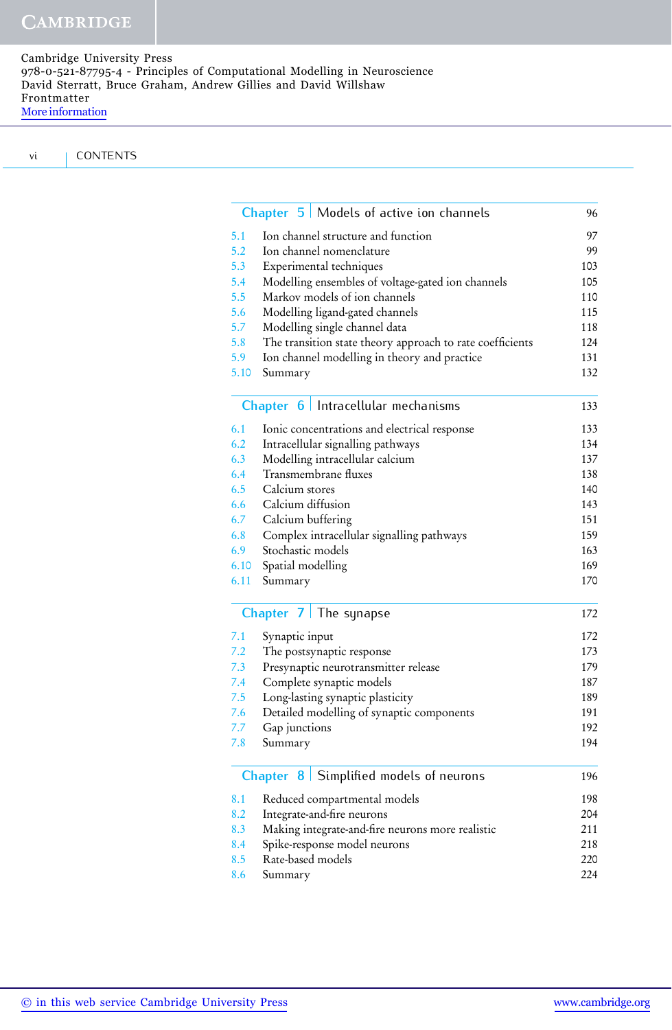## Chapter 5 Models of active ion channels — 96

| | | |
|---|---|---|
| 5.1 | Ion channel structure and function | 97 |
| 5.2 | Ion channel nomenclature | 99 |
| 5.3 | Experimental techniques | 103 |
| 5.4 | Modelling ensembles of voltage-gated ion channels | 105 |
| 5.5 | Markov models of ion channels | 110 |
| 5.6 | Modelling ligand-gated channels | 115 |
| 5.7 | Modelling single channel data | 118 |
| 5.8 | The transition state theory approach to rate coefficients | 124 |
| 5.9 | Ion channel modelling in theory and practice | 131 |
| 5.10 | Summary | 132 |

## Chapter 6 Intracellular mechanisms — 133

| | | |
|---|---|---|
| 6.1 | Ionic concentrations and electrical response | 133 |
| 6.2 | Intracellular signalling pathways | 134 |
| 6.3 | Modelling intracellular calcium | 137 |
| 6.4 | Transmembrane fluxes | 138 |
| 6.5 | Calcium stores | 140 |
| 6.6 | Calcium diffusion | 143 |
| 6.7 | Calcium buffering | 151 |
| 6.8 | Complex intracellular signalling pathways | 159 |
| 6.9 | Stochastic models | 163 |
| 6.10 | Spatial modelling | 169 |
| 6.11 | Summary | 170 |

## Chapter 7 The synapse — 172

| | | |
|---|---|---|
| 7.1 | Synaptic input | 172 |
| 7.2 | The postsynaptic response | 173 |
| 7.3 | Presynaptic neurotransmitter release | 179 |
| 7.4 | Complete synaptic models | 187 |
| 7.5 | Long-lasting synaptic plasticity | 189 |
| 7.6 | Detailed modelling of synaptic components | 191 |
| 7.7 | Gap junctions | 192 |
| 7.8 | Summary | 194 |

## Chapter 8 Simplified models of neurons — 196

| | | |
|---|---|---|
| 8.1 | Reduced compartmental models | 198 |
| 8.2 | Integrate-and-fire neurons | 204 |
| 8.3 | Making integrate-and-fire neurons more realistic | 211 |
| 8.4 | Spike-response model neurons | 218 |
| 8.5 | Rate-based models | 220 |
| 8.6 | Summary | 224 |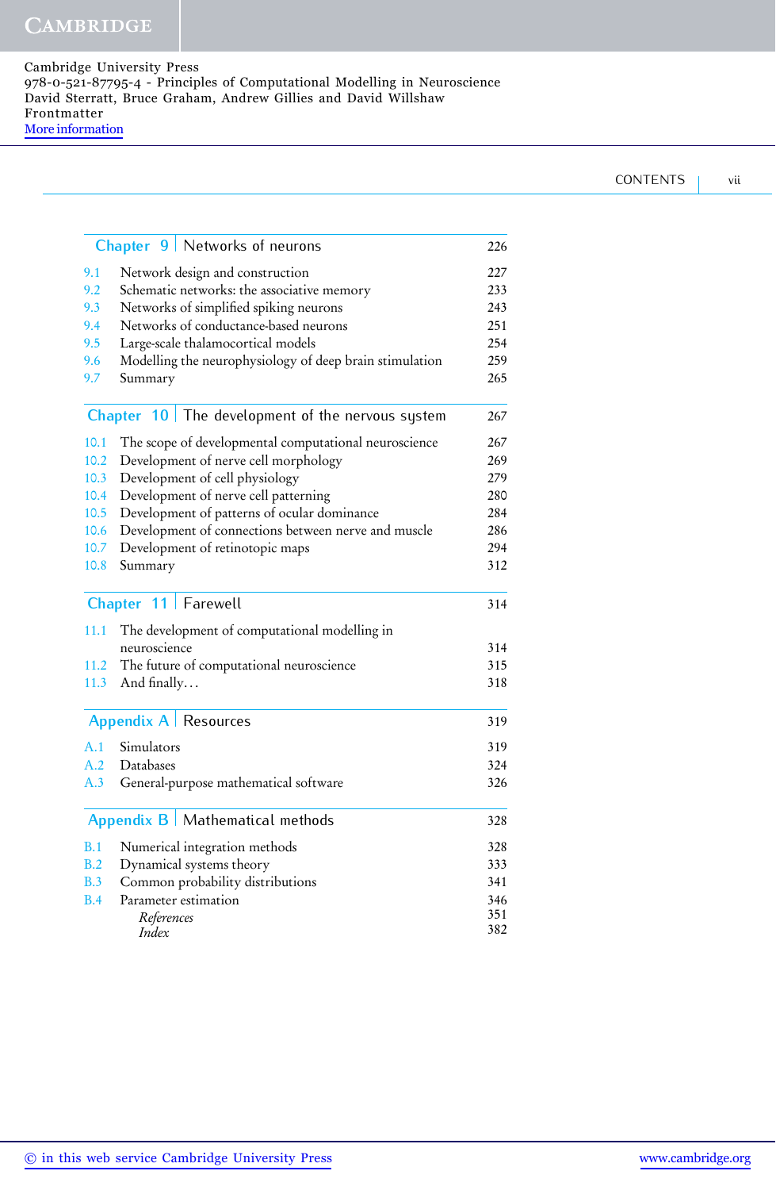| Chapter 9 | Networks of neurons | 226 |
|---|---|---|
| 9.1 | Network design and construction | 227 |
| 9.2 | Schematic networks: the associative memory | 233 |
| 9.3 | Networks of simplified spiking neurons | 243 |
| 9.4 | Networks of conductance-based neurons | 251 |
| 9.5 | Large-scale thalamocortical models | 254 |
| 9.6 | Modelling the neurophysiology of deep brain stimulation | 259 |
| 9.7 | Summary | 265 |

| Chapter 10 | The development of the nervous system | 267 |
|---|---|---|
| 10.1 | The scope of developmental computational neuroscience | 267 |
| 10.2 | Development of nerve cell morphology | 269 |
| 10.3 | Development of cell physiology | 279 |
| 10.4 | Development of nerve cell patterning | 280 |
| 10.5 | Development of patterns of ocular dominance | 284 |
| 10.6 | Development of connections between nerve and muscle | 286 |
| 10.7 | Development of retinotopic maps | 294 |
| 10.8 | Summary | 312 |

| Chapter 11 | Farewell | 314 |
|---|---|---|
| 11.1 | The development of computational modelling in neuroscience | 314 |
| 11.2 | The future of computational neuroscience | 315 |
| 11.3 | And finally… | 318 |

| Appendix A | Resources | 319 |
|---|---|---|
| A.1 | Simulators | 319 |
| A.2 | Databases | 324 |
| A.3 | General-purpose mathematical software | 326 |

| Appendix B | Mathematical methods | 328 |
|---|---|---|
| B.1 | Numerical integration methods | 328 |
| B.2 | Dynamical systems theory | 333 |
| B.3 | Common probability distributions | 341 |
| B.4 | Parameter estimation | 346 |
| | *References* | 351 |
| | *Index* | 382 |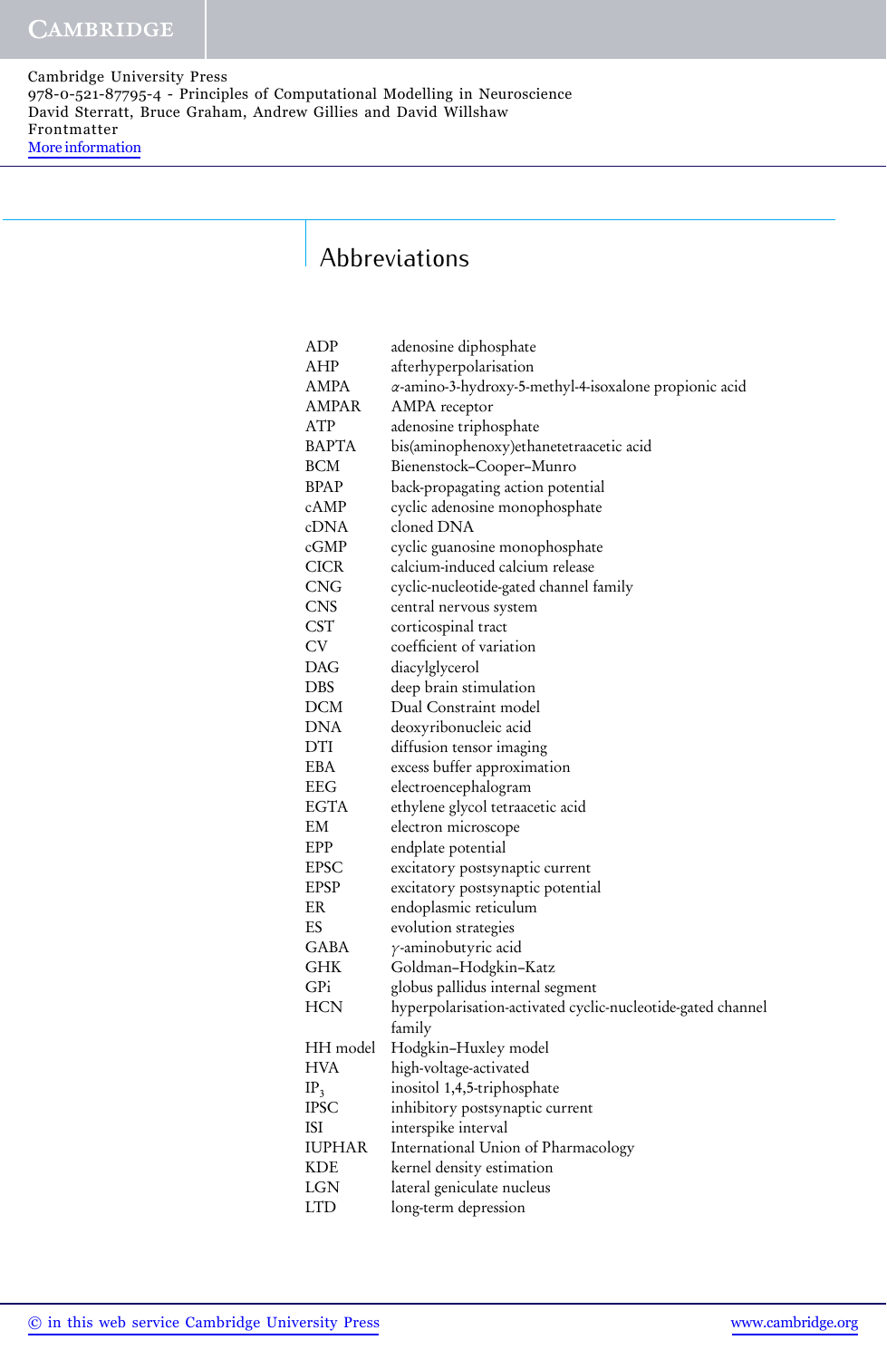# Abbreviations

| | |
|---|---|
| ADP | adenosine diphosphate |
| AHP | afterhyperpolarisation |
| AMPA | $\alpha$-amino-3-hydroxy-5-methyl-4-isoxalone propionic acid |
| AMPAR | AMPA receptor |
| ATP | adenosine triphosphate |
| BAPTA | bis(aminophenoxy)ethanetetraacetic acid |
| BCM | Bienenstock–Cooper–Munro |
| BPAP | back-propagating action potential |
| cAMP | cyclic adenosine monophosphate |
| cDNA | cloned DNA |
| cGMP | cyclic guanosine monophosphate |
| CICR | calcium-induced calcium release |
| CNG | cyclic-nucleotide-gated channel family |
| CNS | central nervous system |
| CST | corticospinal tract |
| CV | coefficient of variation |
| DAG | diacylglycerol |
| DBS | deep brain stimulation |
| DCM | Dual Constraint model |
| DNA | deoxyribonucleic acid |
| DTI | diffusion tensor imaging |
| EBA | excess buffer approximation |
| EEG | electroencephalogram |
| EGTA | ethylene glycol tetraacetic acid |
| EM | electron microscope |
| EPP | endplate potential |
| EPSC | excitatory postsynaptic current |
| EPSP | excitatory postsynaptic potential |
| ER | endoplasmic reticulum |
| ES | evolution strategies |
| GABA | $\gamma$-aminobutyric acid |
| GHK | Goldman–Hodgkin–Katz |
| GPi | globus pallidus internal segment |
| HCN | hyperpolarisation-activated cyclic-nucleotide-gated channel family |
| HH model | Hodgkin–Huxley model |
| HVA | high-voltage-activated |
| $IP_3$ | inositol 1,4,5-triphosphate |
| IPSC | inhibitory postsynaptic current |
| ISI | interspike interval |
| IUPHAR | International Union of Pharmacology |
| KDE | kernel density estimation |
| LGN | lateral geniculate nucleus |
| LTD | long-term depression |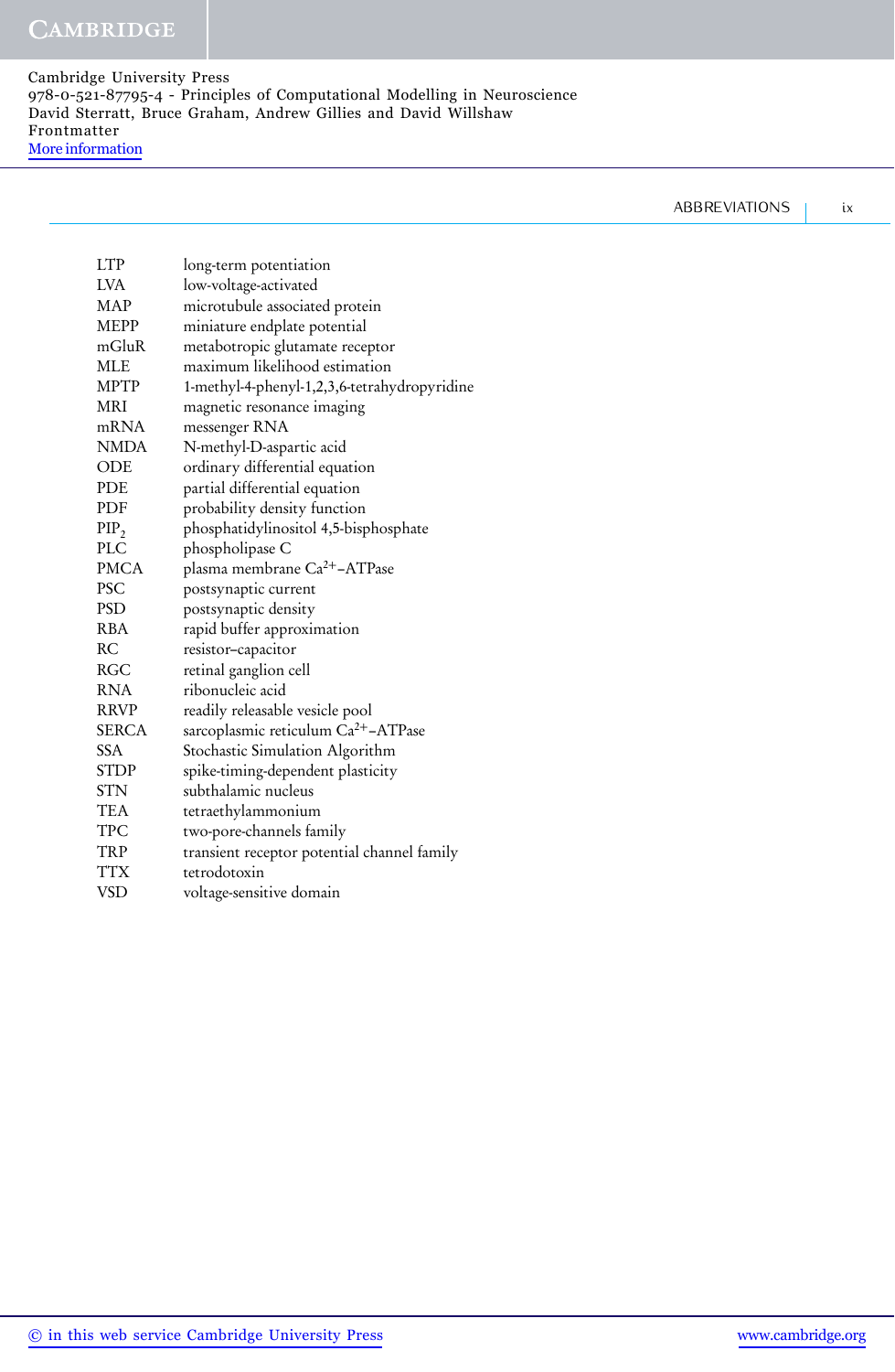| | |
|---|---|
| LTP | long-term potentiation |
| LVA | low-voltage-activated |
| MAP | microtubule associated protein |
| MEPP | miniature endplate potential |
| mGluR | metabotropic glutamate receptor |
| MLE | maximum likelihood estimation |
| MPTP | 1-methyl-4-phenyl-1,2,3,6-tetrahydropyridine |
| MRI | magnetic resonance imaging |
| mRNA | messenger RNA |
| NMDA | N-methyl-D-aspartic acid |
| ODE | ordinary differential equation |
| PDE | partial differential equation |
| PDF | probability density function |
| $PIP_2$ | phosphatidylinositol 4,5-bisphosphate |
| PLC | phospholipase C |
| PMCA | plasma membrane $Ca^{2+}$–ATPase |
| PSC | postsynaptic current |
| PSD | postsynaptic density |
| RBA | rapid buffer approximation |
| RC | resistor–capacitor |
| RGC | retinal ganglion cell |
| RNA | ribonucleic acid |
| RRVP | readily releasable vesicle pool |
| SERCA | sarcoplasmic reticulum $Ca^{2+}$–ATPase |
| SSA | Stochastic Simulation Algorithm |
| STDP | spike-timing-dependent plasticity |
| STN | subthalamic nucleus |
| TEA | tetraethylammonium |
| TPC | two-pore-channels family |
| TRP | transient receptor potential channel family |
| TTX | tetrodotoxin |
| VSD | voltage-sensitive domain |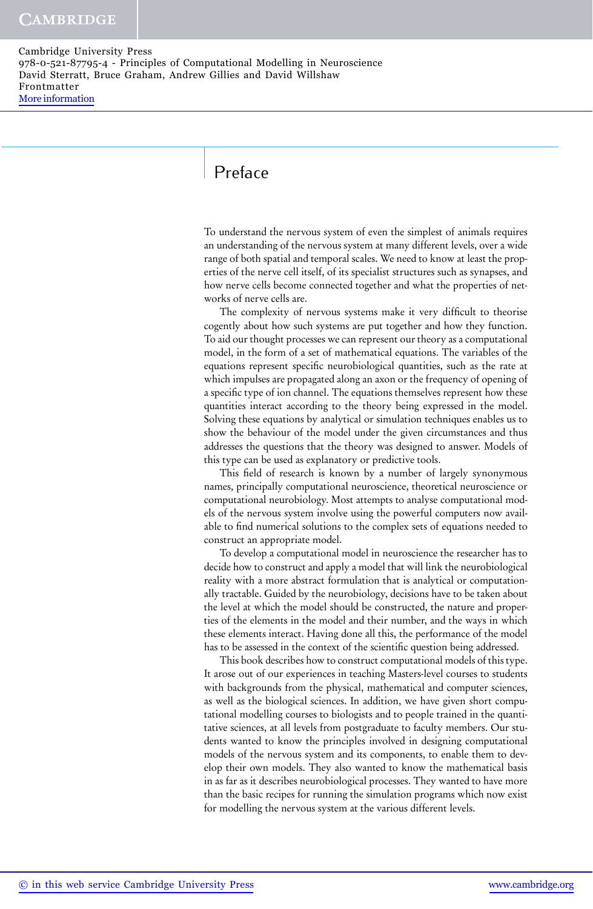# Preface

To understand the nervous system of even the simplest of animals requires an understanding of the nervous system at many different levels, over a wide range of both spatial and temporal scales. We need to know at least the properties of the nerve cell itself, of its specialist structures such as synapses, and how nerve cells become connected together and what the properties of networks of nerve cells are.

The complexity of nervous systems make it very difficult to theorise cogently about how such systems are put together and how they function. To aid our thought processes we can represent our theory as a computational model, in the form of a set of mathematical equations. The variables of the equations represent specific neurobiological quantities, such as the rate at which impulses are propagated along an axon or the frequency of opening of a specific type of ion channel. The equations themselves represent how these quantities interact according to the theory being expressed in the model. Solving these equations by analytical or simulation techniques enables us to show the behaviour of the model under the given circumstances and thus addresses the questions that the theory was designed to answer. Models of this type can be used as explanatory or predictive tools.

This field of research is known by a number of largely synonymous names, principally computational neuroscience, theoretical neuroscience or computational neurobiology. Most attempts to analyse computational models of the nervous system involve using the powerful computers now available to find numerical solutions to the complex sets of equations needed to construct an appropriate model.

To develop a computational model in neuroscience the researcher has to decide how to construct and apply a model that will link the neurobiological reality with a more abstract formulation that is analytical or computationally tractable. Guided by the neurobiology, decisions have to be taken about the level at which the model should be constructed, the nature and properties of the elements in the model and their number, and the ways in which these elements interact. Having done all this, the performance of the model has to be assessed in the context of the scientific question being addressed.

This book describes how to construct computational models of this type. It arose out of our experiences in teaching Masters-level courses to students with backgrounds from the physical, mathematical and computer sciences, as well as the biological sciences. In addition, we have given short computational modelling courses to biologists and to people trained in the quantitative sciences, at all levels from postgraduate to faculty members. Our students wanted to know the principles involved in designing computational models of the nervous system and its components, to enable them to develop their own models. They also wanted to know the mathematical basis in as far as it describes neurobiological processes. They wanted to have more than the basic recipes for running the simulation programs which now exist for modelling the nervous system at the various different levels.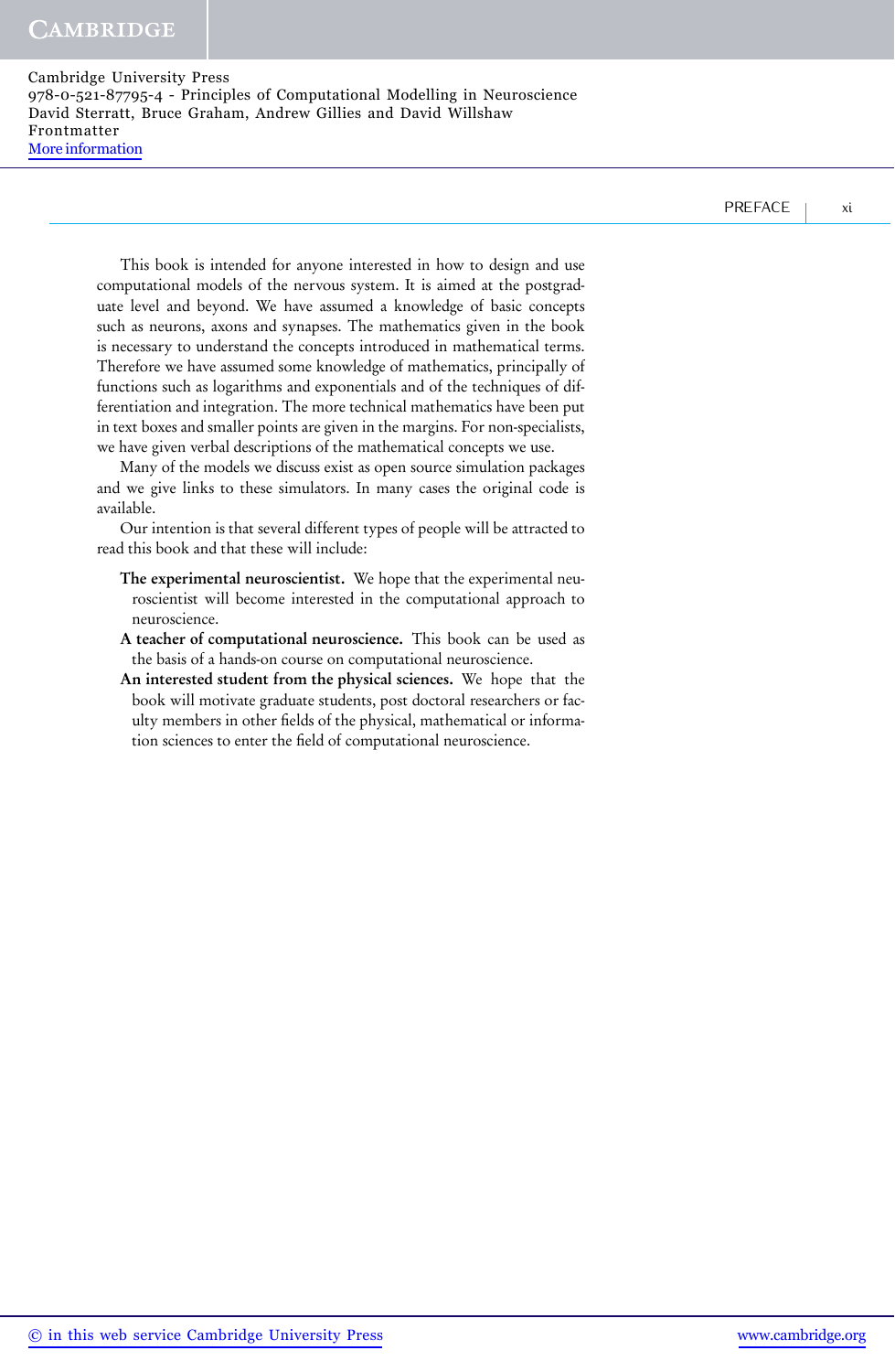This book is intended for anyone interested in how to design and use computational models of the nervous system. It is aimed at the postgraduate level and beyond. We have assumed a knowledge of basic concepts such as neurons, axons and synapses. The mathematics given in the book is necessary to understand the concepts introduced in mathematical terms. Therefore we have assumed some knowledge of mathematics, principally of functions such as logarithms and exponentials and of the techniques of differentiation and integration. The more technical mathematics have been put in text boxes and smaller points are given in the margins. For non-specialists, we have given verbal descriptions of the mathematical concepts we use.

Many of the models we discuss exist as open source simulation packages and we give links to these simulators. In many cases the original code is available.

Our intention is that several different types of people will be attracted to read this book and that these will include:

**The experimental neuroscientist.** We hope that the experimental neuroscientist will become interested in the computational approach to neuroscience.

**A teacher of computational neuroscience.** This book can be used as the basis of a hands-on course on computational neuroscience.

**An interested student from the physical sciences.** We hope that the book will motivate graduate students, post doctoral researchers or faculty members in other fields of the physical, mathematical or information sciences to enter the field of computational neuroscience.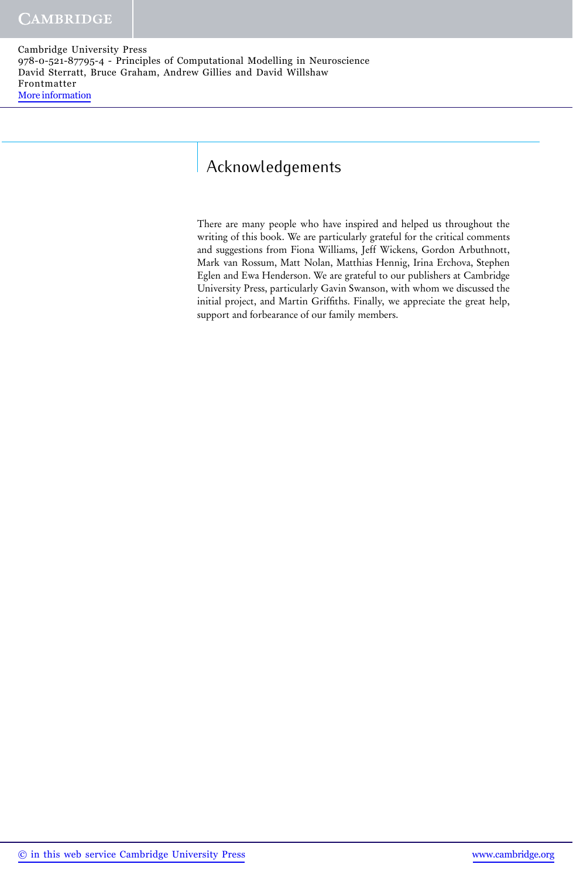# Acknowledgements

There are many people who have inspired and helped us throughout the writing of this book. We are particularly grateful for the critical comments and suggestions from Fiona Williams, Jeff Wickens, Gordon Arbuthnott, Mark van Rossum, Matt Nolan, Matthias Hennig, Irina Erchova, Stephen Eglen and Ewa Henderson. We are grateful to our publishers at Cambridge University Press, particularly Gavin Swanson, with whom we discussed the initial project, and Martin Griffiths. Finally, we appreciate the great help, support and forbearance of our family members.